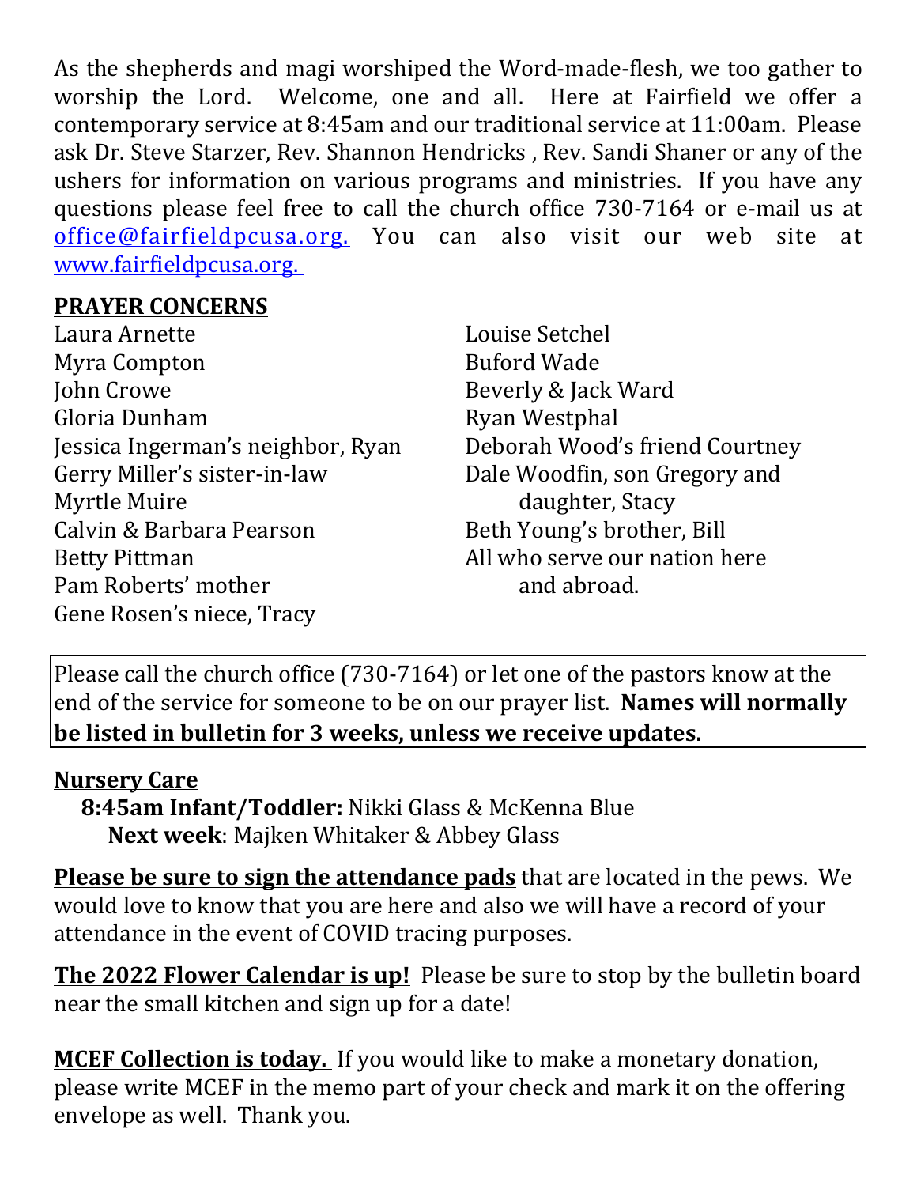As the shepherds and magi worshiped the Word-made-flesh, we too gather to worship the Lord. Welcome, one and all. Here at Fairfield we offer a contemporary service at 8:45am and our traditional service at 11:00am. Please ask Dr. Steve Starzer, Rev. Shannon Hendricks , Rev. Sandi Shaner or any of the ushers for information on various programs and ministries. If you have any questions please feel free to call the church office 730-7164 or e-mail us at office@fairfieldpcusa.org. You can also visit our web site at www.fairfieldpcusa.org.

**PRAYER CONCERNS**

Laura Arnette
Myra Compton
John Crowe
Gloria Dunham
Jessica Ingerman's neighbor, Ryan
Gerry Miller's sister-in-law
Myrtle Muire
Calvin & Barbara Pearson
Betty Pittman
Pam Roberts' mother
Gene Rosen's niece, Tracy
Louise Setchel
Buford Wade
Beverly & Jack Ward
Ryan Westphal
Deborah Wood's friend Courtney
Dale Woodfin, son Gregory and daughter, Stacy
Beth Young's brother, Bill
All who serve our nation here and abroad.

Please call the church office (730-7164) or let one of the pastors know at the end of the service for someone to be on our prayer list. **Names will normally be listed in bulletin for 3 weeks, unless we receive updates.**

**Nursery Care**

**8:45am Infant/Toddler:** Nikki Glass & McKenna Blue
**Next week**: Majken Whitaker & Abbey Glass

**Please be sure to sign the attendance pads** that are located in the pews. We would love to know that you are here and also we will have a record of your attendance in the event of COVID tracing purposes.

**The 2022 Flower Calendar is up!** Please be sure to stop by the bulletin board near the small kitchen and sign up for a date!

**MCEF Collection is today.** If you would like to make a monetary donation, please write MCEF in the memo part of your check and mark it on the offering envelope as well. Thank you.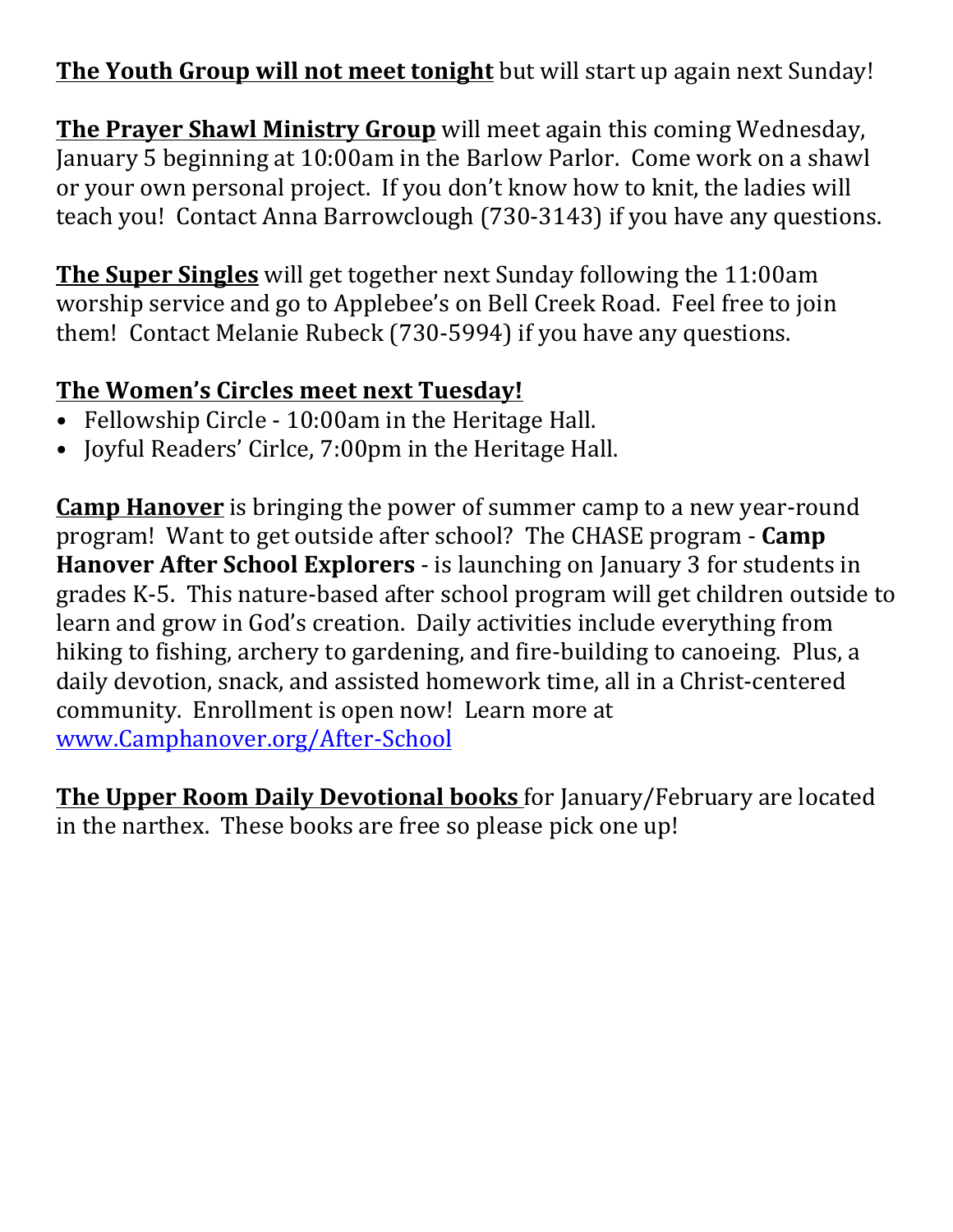**<u>The Youth Group will not meet tonight</u>** but will start up again next Sunday!

**<u>The Prayer Shawl Ministry Group</u>** will meet again this coming Wednesday, January 5 beginning at 10:00am in the Barlow Parlor. Come work on a shawl or your own personal project. If you don't know how to knit, the ladies will teach you! Contact Anna Barrowclough (730-3143) if you have any questions.

**<u>The Super Singles</u>** will get together next Sunday following the 11:00am worship service and go to Applebee's on Bell Creek Road. Feel free to join them! Contact Melanie Rubeck (730-5994) if you have any questions.

**<u>The Women's Circles meet next Tuesday!</u>**

- Fellowship Circle - 10:00am in the Heritage Hall.
- Joyful Readers' Cirlce, 7:00pm in the Heritage Hall.

**<u>Camp Hanover</u>** is bringing the power of summer camp to a new year-round program! Want to get outside after school? The CHASE program - **Camp Hanover After School Explorers** - is launching on January 3 for students in grades K-5. This nature-based after school program will get children outside to learn and grow in God's creation. Daily activities include everything from hiking to fishing, archery to gardening, and fire-building to canoeing. Plus, a daily devotion, snack, and assisted homework time, all in a Christ-centered community. Enrollment is open now! Learn more at www.Camphanover.org/After-School

**<u>The Upper Room Daily Devotional books</u>** for January/February are located in the narthex. These books are free so please pick one up!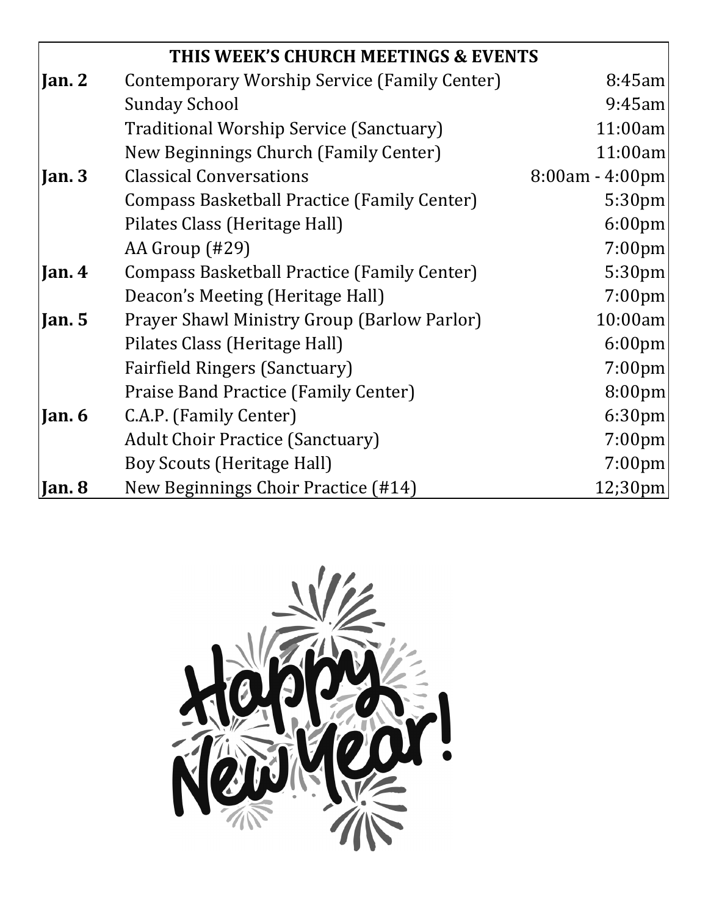| THIS WEEK'S CHURCH MEETINGS & EVENTS | | |
|---|---|---|
| **Jan. 2** | Contemporary Worship Service (Family Center) | 8:45am |
| | Sunday School | 9:45am |
| | Traditional Worship Service (Sanctuary) | 11:00am |
| | New Beginnings Church (Family Center) | 11:00am |
| **Jan. 3** | Classical Conversations | 8:00am - 4:00pm |
| | Compass Basketball Practice (Family Center) | 5:30pm |
| | Pilates Class (Heritage Hall) | 6:00pm |
| | AA Group (#29) | 7:00pm |
| **Jan. 4** | Compass Basketball Practice (Family Center) | 5:30pm |
| | Deacon's Meeting (Heritage Hall) | 7:00pm |
| **Jan. 5** | Prayer Shawl Ministry Group (Barlow Parlor) | 10:00am |
| | Pilates Class (Heritage Hall) | 6:00pm |
| | Fairfield Ringers (Sanctuary) | 7:00pm |
| | Praise Band Practice (Family Center) | 8:00pm |
| **Jan. 6** | C.A.P. (Family Center) | 6:30pm |
| | Adult Choir Practice (Sanctuary) | 7:00pm |
| | Boy Scouts (Heritage Hall) | 7:00pm |
| **Jan. 8** | New Beginnings Choir Practice (#14) | 12;30pm |

Happy New Year!